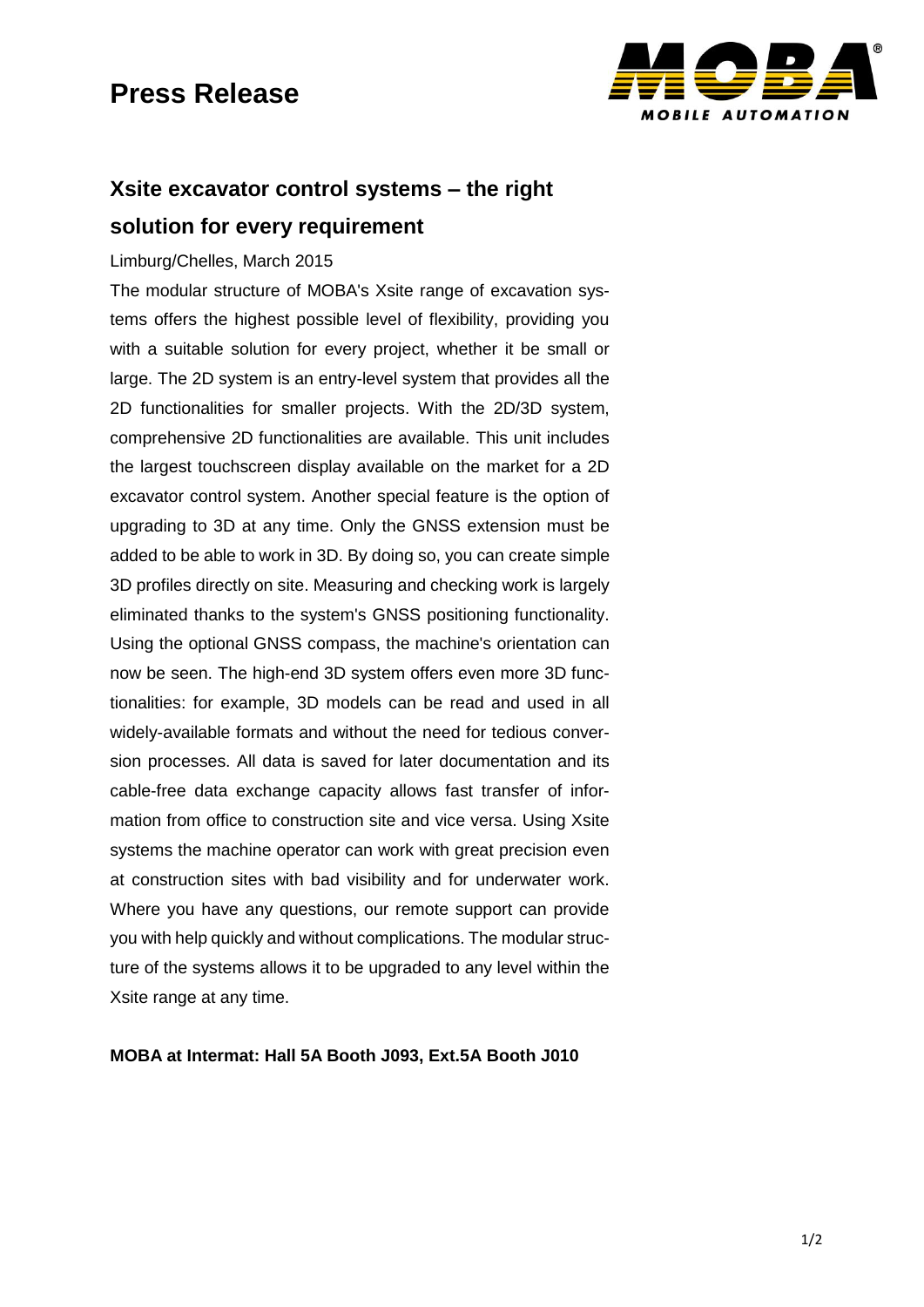# Press Release

## Xsite excavator control systems – the right solution for every requirement

Limburg/Chelles, March 2015

The modular structure of MOBA's Xsite range of excavation systems offers the highest possible level of flexibility, providing you with a suitable solution for every project, whether it be small or large. The 2D system is an entry-level system that provides all the 2D functionalities for smaller projects. With the 2D/3D system, comprehensive 2D functionalities are available. This unit includes the largest touchscreen display available on the market for a 2D excavator control system. Another special feature is the option of upgrading to 3D at any time. Only the GNSS extension must be added to be able to work in 3D. By doing so, you can create simple 3D profiles directly on site. Measuring and checking work is largely eliminated thanks to the system's GNSS positioning functionality. Using the optional GNSS compass, the machine's orientation can now be seen. The high-end 3D system offers even more 3D functionalities: for example, 3D models can be read and used in all widely-available formats and without the need for tedious conversion processes. All data is saved for later documentation and its cable-free data exchange capacity allows fast transfer of information from office to construction site and vice versa. Using Xsite systems the machine operator can work with great precision even at construction sites with bad visibility and for underwater work. Where you have any questions, our remote support can provide you with help quickly and without complications. The modular structure of the systems allows it to be upgraded to any level within the Xsite range at any time.

**MOBA at Intermat: Hall 5A Booth J093, Ext.5A Booth J010**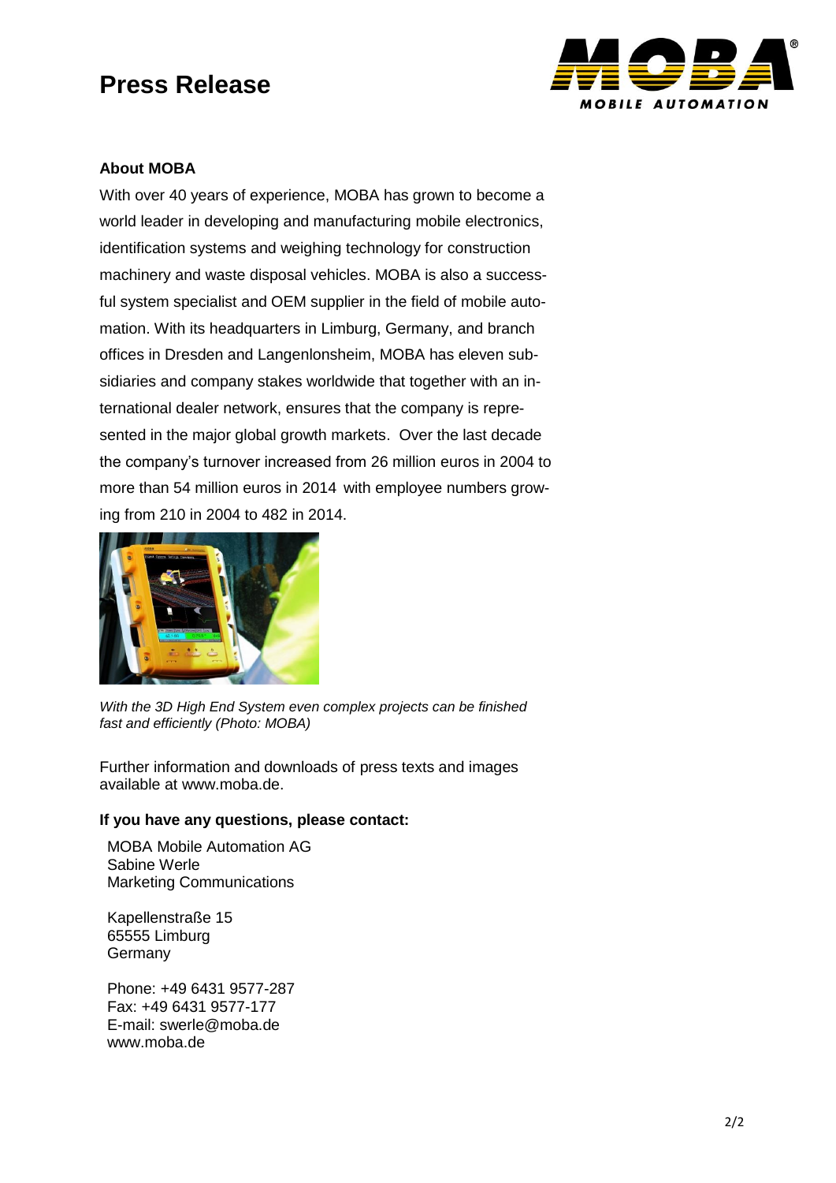# Press Release

**About MOBA**

With over 40 years of experience, MOBA has grown to become a world leader in developing and manufacturing mobile electronics, identification systems and weighing technology for construction machinery and waste disposal vehicles. MOBA is also a successful system specialist and OEM supplier in the field of mobile automation. With its headquarters in Limburg, Germany, and branch offices in Dresden and Langenlonsheim, MOBA has eleven subsidiaries and company stakes worldwide that together with an international dealer network, ensures that the company is represented in the major global growth markets. Over the last decade the company's turnover increased from 26 million euros in 2004 to more than 54 million euros in 2014 with employee numbers growing from 210 in 2004 to 482 in 2014.

*With the 3D High End System even complex projects can be finished fast and efficiently (Photo: MOBA)*

Further information and downloads of press texts and images available at www.moba.de.

**If you have any questions, please contact:**

MOBA Mobile Automation AG
Sabine Werle
Marketing Communications

Kapellenstraße 15
65555 Limburg
Germany

Phone: +49 6431 9577-287
Fax: +49 6431 9577-177
E-mail: swerle@moba.de
www.moba.de